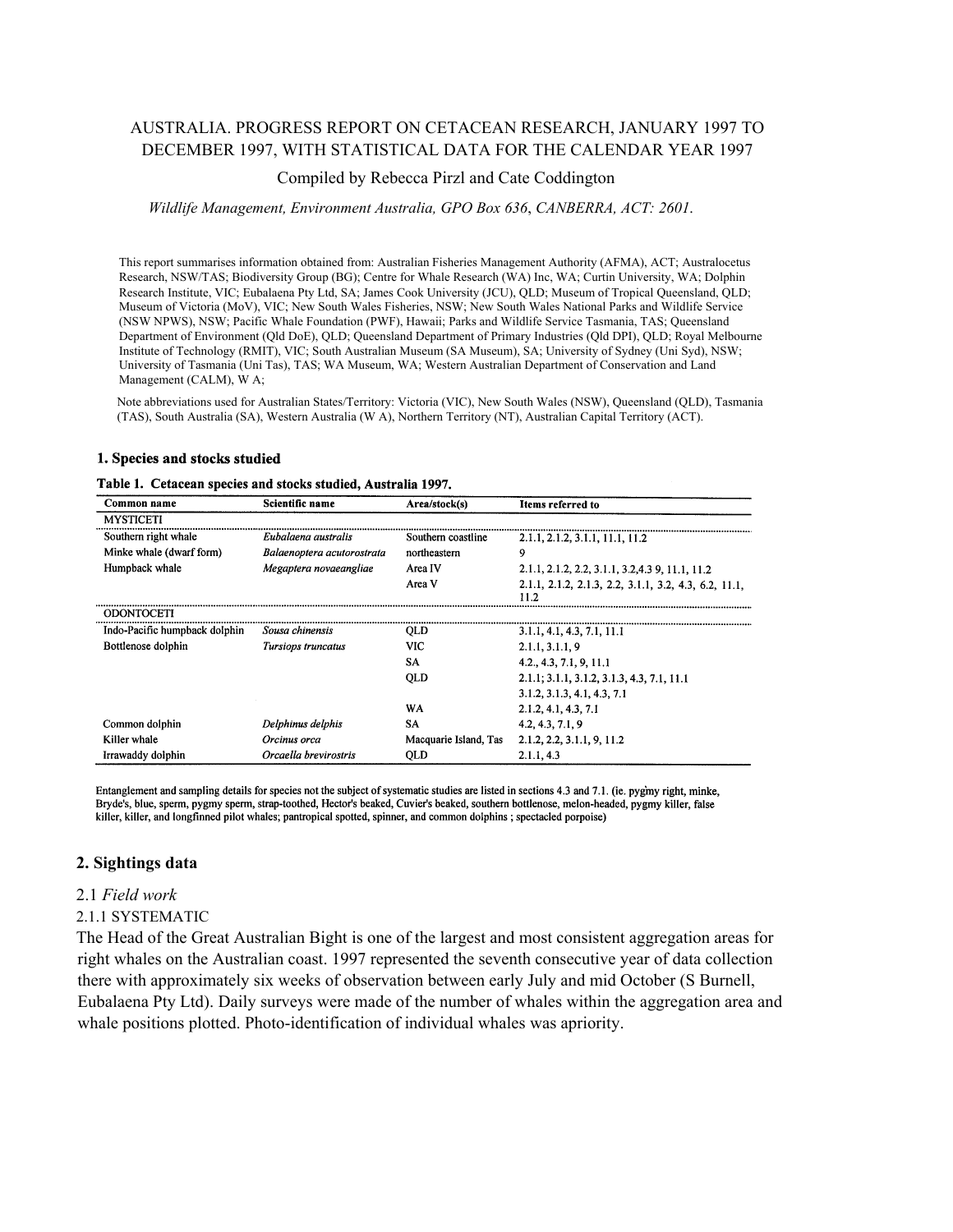# AUSTRALIA. PROGRESS REPORT ON CETACEAN RESEARCH, JANUARY 1997 TO DECEMBER 1997, WITH STATISTICAL DATA FOR THE CALENDAR YEAR 1997

Compiled by Rebecca Pirzl and Cate Coddington

*Wildlife Management, Environment Australia, GPO Box 636, CANBERRA, ACT: 2601.*

This report summarises information obtained from: Australian Fisheries Management Authority (AFMA), ACT; Australocetus Research, NSW/TAS; Biodiversity Group (BG); Centre for Whale Research (WA) Inc, WA; Curtin University, WA; Dolphin Research Institute, VIC; Eubalaena Pty Ltd, SA; James Cook University (JCU), QLD; Museum of Tropical Queensland, QLD; Museum of Victoria (MoV), VIC; New South Wales Fisheries, NSW; New South Wales National Parks and Wildlife Service (NSW NPWS), NSW; Pacific Whale Foundation (PWF), Hawaii; Parks and Wildlife Service Tasmania, TAS; Queensland Department of Environment (Qld DoE), QLD; Queensland Department of Primary Industries (Qld DPI), QLD; Royal Melbourne Institute of Technology (RMIT), VIC; South Australian Museum (SA Museum), SA; University of Sydney (Uni Syd), NSW; University of Tasmania (Uni Tas), TAS; WA Museum, WA; Western Australian Department of Conservation and Land Management (CALM), W A;

Note abbreviations used for Australian States/Territory: Victoria (VIC), New South Wales (NSW), Queensland (QLD), Tasmania (TAS), South Australia (SA), Western Australia (W A), Northern Territory (NT), Australian Capital Territory (ACT).

## 1. Species and stocks studied

**Table 1. Cetacean species and stocks studied, Australia 1997.**

| Common name | Scientific name | Area/stock(s) | Items referred to |
|---|---|---|---|
| MYSTICETI | | | |
| Southern right whale | *Eubalaena australis* | Southern coastline | 2.1.1, 2.1.2, 3.1.1, 11.1, 11.2 |
| Minke whale (dwarf form) | *Balaenoptera acutorostrata* | northeastern | 9 |
| Humpback whale | *Megaptera novaeangliae* | Area IV | 2.1.1, 2.1.2, 2.2, 3.1.1, 3.2,4.3 9, 11.1, 11.2 |
| | | Area V | 2.1.1, 2.1.2, 2.1.3, 2.2, 3.1.1, 3.2, 4.3, 6.2, 11.1, 11.2 |
| ODONTOCETI | | | |
| Indo-Pacific humpback dolphin | *Sousa chinensis* | QLD | 3.1.1, 4.1, 4.3, 7.1, 11.1 |
| Bottlenose dolphin | *Tursiops truncatus* | VIC | 2.1.1, 3.1.1, 9 |
| | | SA | 4.2., 4.3, 7.1, 9, 11.1 |
| | | QLD | 2.1.1; 3.1.1, 3.1.2, 3.1.3, 4.3, 7.1, 11.1 |
| | | | 3.1.2, 3.1.3, 4.1, 4.3, 7.1 |
| | | WA | 2.1.2, 4.1, 4.3, 7.1 |
| Common dolphin | *Delphinus delphis* | SA | 4.2, 4.3, 7.1, 9 |
| Killer whale | *Orcinus orca* | Macquarie Island, Tas | 2.1.2, 2.2, 3.1.1, 9, 11.2 |
| Irrawaddy dolphin | *Orcaella brevirostris* | QLD | 2.1.1, 4.3 |

Entanglement and sampling details for species not the subject of systematic studies are listed in sections 4.3 and 7.1. (ie. pygmy right, minke, Bryde's, blue, sperm, pygmy sperm, strap-toothed, Hector's beaked, Cuvier's beaked, southern bottlenose, melon-headed, pygmy killer, false killer, killer, and longfinned pilot whales; pantropical spotted, spinner, and common dolphins ; spectacled porpoise)

## 2. Sightings data

### 2.1 *Field work*

#### 2.1.1 SYSTEMATIC

The Head of the Great Australian Bight is one of the largest and most consistent aggregation areas for right whales on the Australian coast. 1997 represented the seventh consecutive year of data collection there with approximately six weeks of observation between early July and mid October (S Burnell, Eubalaena Pty Ltd). Daily surveys were made of the number of whales within the aggregation area and whale positions plotted. Photo-identification of individual whales was apriority.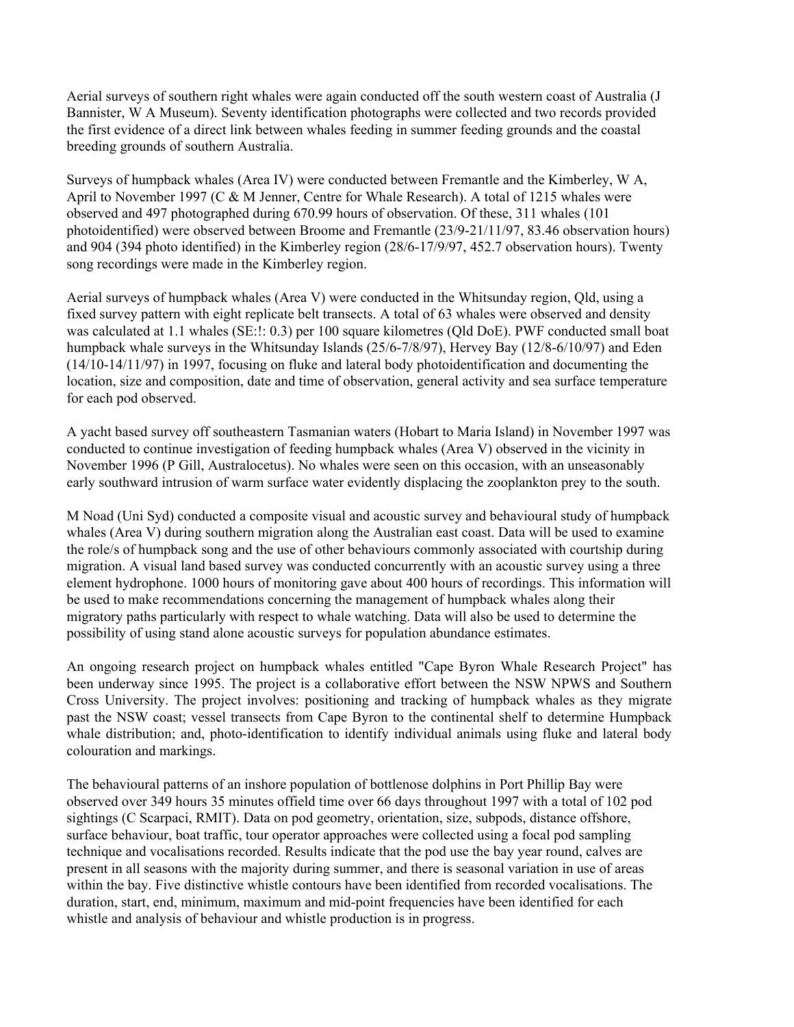Aerial surveys of southern right whales were again conducted off the south western coast of Australia (J Bannister, W A Museum). Seventy identification photographs were collected and two records provided the first evidence of a direct link between whales feeding in summer feeding grounds and the coastal breeding grounds of southern Australia.

Surveys of humpback whales (Area IV) were conducted between Fremantle and the Kimberley, W A, April to November 1997 (C & M Jenner, Centre for Whale Research). A total of 1215 whales were observed and 497 photographed during 670.99 hours of observation. Of these, 311 whales (101 photoidentified) were observed between Broome and Fremantle (23/9-21/11/97, 83.46 observation hours) and 904 (394 photo identified) in the Kimberley region (28/6-17/9/97, 452.7 observation hours). Twenty song recordings were made in the Kimberley region.

Aerial surveys of humpback whales (Area V) were conducted in the Whitsunday region, Qld, using a fixed survey pattern with eight replicate belt transects. A total of 63 whales were observed and density was calculated at 1.1 whales (SE:!: 0.3) per 100 square kilometres (Qld DoE). PWF conducted small boat humpback whale surveys in the Whitsunday Islands (25/6-7/8/97), Hervey Bay (12/8-6/10/97) and Eden (14/10-14/11/97) in 1997, focusing on fluke and lateral body photoidentification and documenting the location, size and composition, date and time of observation, general activity and sea surface temperature for each pod observed.

A yacht based survey off southeastern Tasmanian waters (Hobart to Maria Island) in November 1997 was conducted to continue investigation of feeding humpback whales (Area V) observed in the vicinity in November 1996 (P Gill, Australocetus). No whales were seen on this occasion, with an unseasonably early southward intrusion of warm surface water evidently displacing the zooplankton prey to the south.

M Noad (Uni Syd) conducted a composite visual and acoustic survey and behavioural study of humpback whales (Area V) during southern migration along the Australian east coast. Data will be used to examine the role/s of humpback song and the use of other behaviours commonly associated with courtship during migration. A visual land based survey was conducted concurrently with an acoustic survey using a three element hydrophone. 1000 hours of monitoring gave about 400 hours of recordings. This information will be used to make recommendations concerning the management of humpback whales along their migratory paths particularly with respect to whale watching. Data will also be used to determine the possibility of using stand alone acoustic surveys for population abundance estimates.

An ongoing research project on humpback whales entitled "Cape Byron Whale Research Project" has been underway since 1995. The project is a collaborative effort between the NSW NPWS and Southern Cross University. The project involves: positioning and tracking of humpback whales as they migrate past the NSW coast; vessel transects from Cape Byron to the continental shelf to determine Humpback whale distribution; and, photo-identification to identify individual animals using fluke and lateral body colouration and markings.

The behavioural patterns of an inshore population of bottlenose dolphins in Port Phillip Bay were observed over 349 hours 35 minutes offield time over 66 days throughout 1997 with a total of 102 pod sightings (C Scarpaci, RMIT). Data on pod geometry, orientation, size, subpods, distance offshore, surface behaviour, boat traffic, tour operator approaches were collected using a focal pod sampling technique and vocalisations recorded. Results indicate that the pod use the bay year round, calves are present in all seasons with the majority during summer, and there is seasonal variation in use of areas within the bay. Five distinctive whistle contours have been identified from recorded vocalisations. The duration, start, end, minimum, maximum and mid-point frequencies have been identified for each whistle and analysis of behaviour and whistle production is in progress.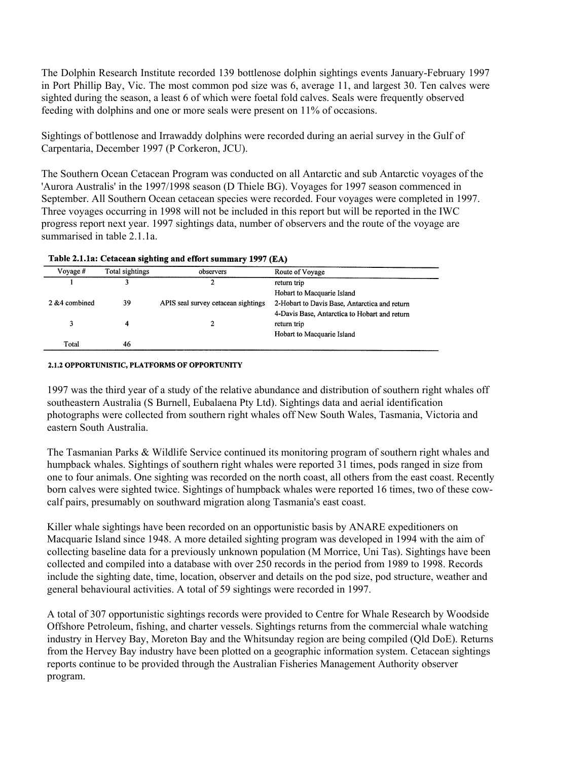The Dolphin Research Institute recorded 139 bottlenose dolphin sightings events January-February 1997 in Port Phillip Bay, Vic. The most common pod size was 6, average 11, and largest 30. Ten calves were sighted during the season, a least 6 of which were foetal fold calves. Seals were frequently observed feeding with dolphins and one or more seals were present on 11% of occasions.

Sightings of bottlenose and Irrawaddy dolphins were recorded during an aerial survey in the Gulf of Carpentaria, December 1997 (P Corkeron, JCU).

The Southern Ocean Cetacean Program was conducted on all Antarctic and sub Antarctic voyages of the 'Aurora Australis' in the 1997/1998 season (D Thiele BG). Voyages for 1997 season commenced in September. All Southern Ocean cetacean species were recorded. Four voyages were completed in 1997. Three voyages occurring in 1998 will not be included in this report but will be reported in the IWC progress report next year. 1997 sightings data, number of observers and the route of the voyage are summarised in table 2.1.1a.

**Table 2.1.1a: Cetacean sighting and effort summary 1997 (EA)**

| Voyage # | Total sightings | observers | Route of Voyage |
|---|---|---|---|
| 1 | 3 | 2 | return trip<br>Hobart to Macquarie Island |
| 2 &4 combined | 39 | APIS seal survey cetacean sightings | 2-Hobart to Davis Base, Antarctica and return<br>4-Davis Base, Antarctica to Hobart and return |
| 3 | 4 | 2 | return trip<br>Hobart to Macquarie Island |
| Total | 46 | | |

#### 2.1.2 OPPORTUNISTIC, PLATFORMS OF OPPORTUNITY

1997 was the third year of a study of the relative abundance and distribution of southern right whales off southeastern Australia (S Burnell, Eubalaena Pty Ltd). Sightings data and aerial identification photographs were collected from southern right whales off New South Wales, Tasmania, Victoria and eastern South Australia.

The Tasmanian Parks & Wildlife Service continued its monitoring program of southern right whales and humpback whales. Sightings of southern right whales were reported 31 times, pods ranged in size from one to four animals. One sighting was recorded on the north coast, all others from the east coast. Recently born calves were sighted twice. Sightings of humpback whales were reported 16 times, two of these cow-calf pairs, presumably on southward migration along Tasmania's east coast.

Killer whale sightings have been recorded on an opportunistic basis by ANARE expeditioners on Macquarie Island since 1948. A more detailed sighting program was developed in 1994 with the aim of collecting baseline data for a previously unknown population (M Morrice, Uni Tas). Sightings have been collected and compiled into a database with over 250 records in the period from 1989 to 1998. Records include the sighting date, time, location, observer and details on the pod size, pod structure, weather and general behavioural activities. A total of 59 sightings were recorded in 1997.

A total of 307 opportunistic sightings records were provided to Centre for Whale Research by Woodside Offshore Petroleum, fishing, and charter vessels. Sightings returns from the commercial whale watching industry in Hervey Bay, Moreton Bay and the Whitsunday region are being compiled (Qld DoE). Returns from the Hervey Bay industry have been plotted on a geographic information system. Cetacean sightings reports continue to be provided through the Australian Fisheries Management Authority observer program.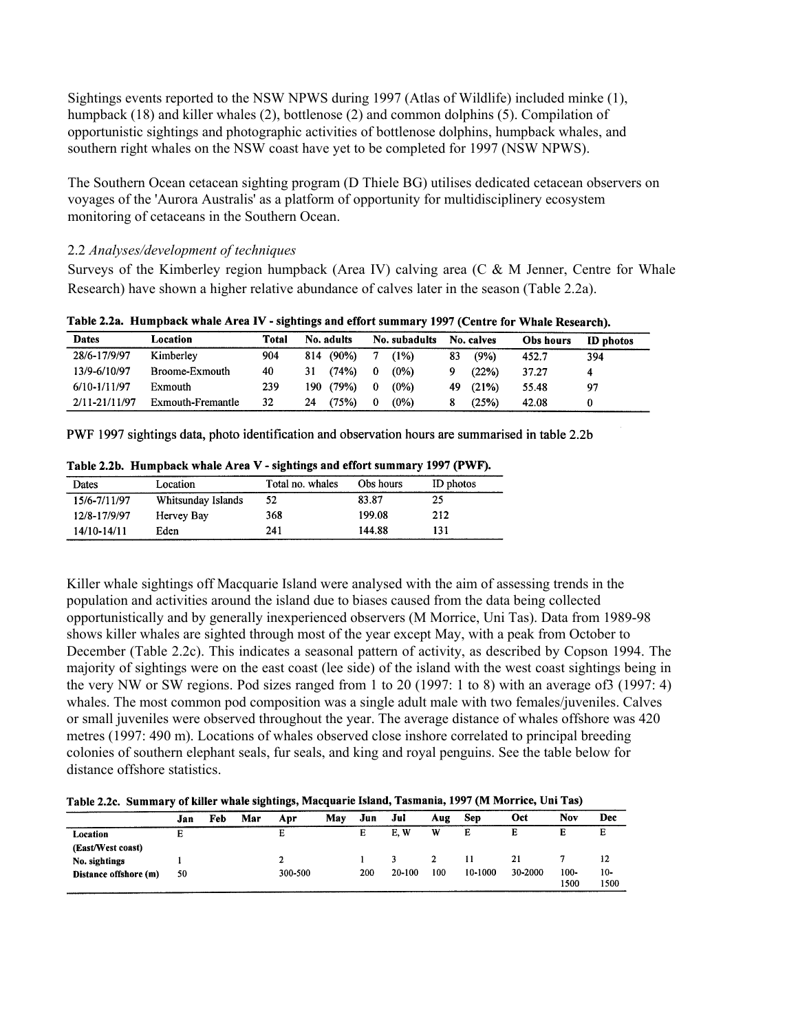Sightings events reported to the NSW NPWS during 1997 (Atlas of Wildlife) included minke (1), humpback (18) and killer whales (2), bottlenose (2) and common dolphins (5). Compilation of opportunistic sightings and photographic activities of bottlenose dolphins, humpback whales, and southern right whales on the NSW coast have yet to be completed for 1997 (NSW NPWS).

The Southern Ocean cetacean sighting program (D Thiele BG) utilises dedicated cetacean observers on voyages of the 'Aurora Australis' as a platform of opportunity for multidisciplinery ecosystem monitoring of cetaceans in the Southern Ocean.

### 2.2 *Analyses/development of techniques*

Surveys of the Kimberley region humpback (Area IV) calving area (C & M Jenner, Centre for Whale Research) have shown a higher relative abundance of calves later in the season (Table 2.2a).

**Table 2.2a. Humpback whale Area IV - sightings and effort summary 1997 (Centre for Whale Research).**

| Dates | Location | Total | No. adults | No. subadults | No. calves | Obs hours | ID photos |
|---|---|---|---|---|---|---|---|
| 28/6-17/9/97 | Kimberley | 904 | 814 (90%) | 7 (1%) | 83 (9%) | 452.7 | 394 |
| 13/9-6/10/97 | Broome-Exmouth | 40 | 31 (74%) | 0 (0%) | 9 (22%) | 37.27 | 4 |
| 6/10-1/11/97 | Exmouth | 239 | 190 (79%) | 0 (0%) | 49 (21%) | 55.48 | 97 |
| 2/11-21/11/97 | Exmouth-Fremantle | 32 | 24 (75%) | 0 (0%) | 8 (25%) | 42.08 | 0 |

PWF 1997 sightings data, photo identification and observation hours are summarised in table 2.2b

**Table 2.2b. Humpback whale Area V - sightings and effort summary 1997 (PWF).**

| Dates | Location | Total no. whales | Obs hours | ID photos |
|---|---|---|---|---|
| 15/6-7/11/97 | Whitsunday Islands | 52 | 83.87 | 25 |
| 12/8-17/9/97 | Hervey Bay | 368 | 199.08 | 212 |
| 14/10-14/11 | Eden | 241 | 144.88 | 131 |

Killer whale sightings off Macquarie Island were analysed with the aim of assessing trends in the population and activities around the island due to biases caused from the data being collected opportunistically and by generally inexperienced observers (M Morrice, Uni Tas). Data from 1989-98 shows killer whales are sighted through most of the year except May, with a peak from October to December (Table 2.2c). This indicates a seasonal pattern of activity, as described by Copson 1994. The majority of sightings were on the east coast (lee side) of the island with the west coast sightings being in the very NW or SW regions. Pod sizes ranged from 1 to 20 (1997: 1 to 8) with an average of3 (1997: 4) whales. The most common pod composition was a single adult male with two females/juveniles. Calves or small juveniles were observed throughout the year. The average distance of whales offshore was 420 metres (1997: 490 m). Locations of whales observed close inshore correlated to principal breeding colonies of southern elephant seals, fur seals, and king and royal penguins. See the table below for distance offshore statistics.

**Table 2.2c. Summary of killer whale sightings, Macquarie Island, Tasmania, 1997 (M Morrice, Uni Tas)**

| | Jan | Feb | Mar | Apr | May | Jun | Jul | Aug | Sep | Oct | Nov | Dec |
|---|---|---|---|---|---|---|---|---|---|---|---|---|
| **Location (East/West coast)** | E | | | E | | E | E, W | W | E | E | E | E |
| **No. sightings** | 1 | | | 2 | | 1 | 3 | 2 | 11 | 21 | 7 | 12 |
| **Distance offshore (m)** | 50 | | | 300-500 | | 200 | 20-100 | 100 | 10-1000 | 30-2000 | 100-1500 | 10-1500 |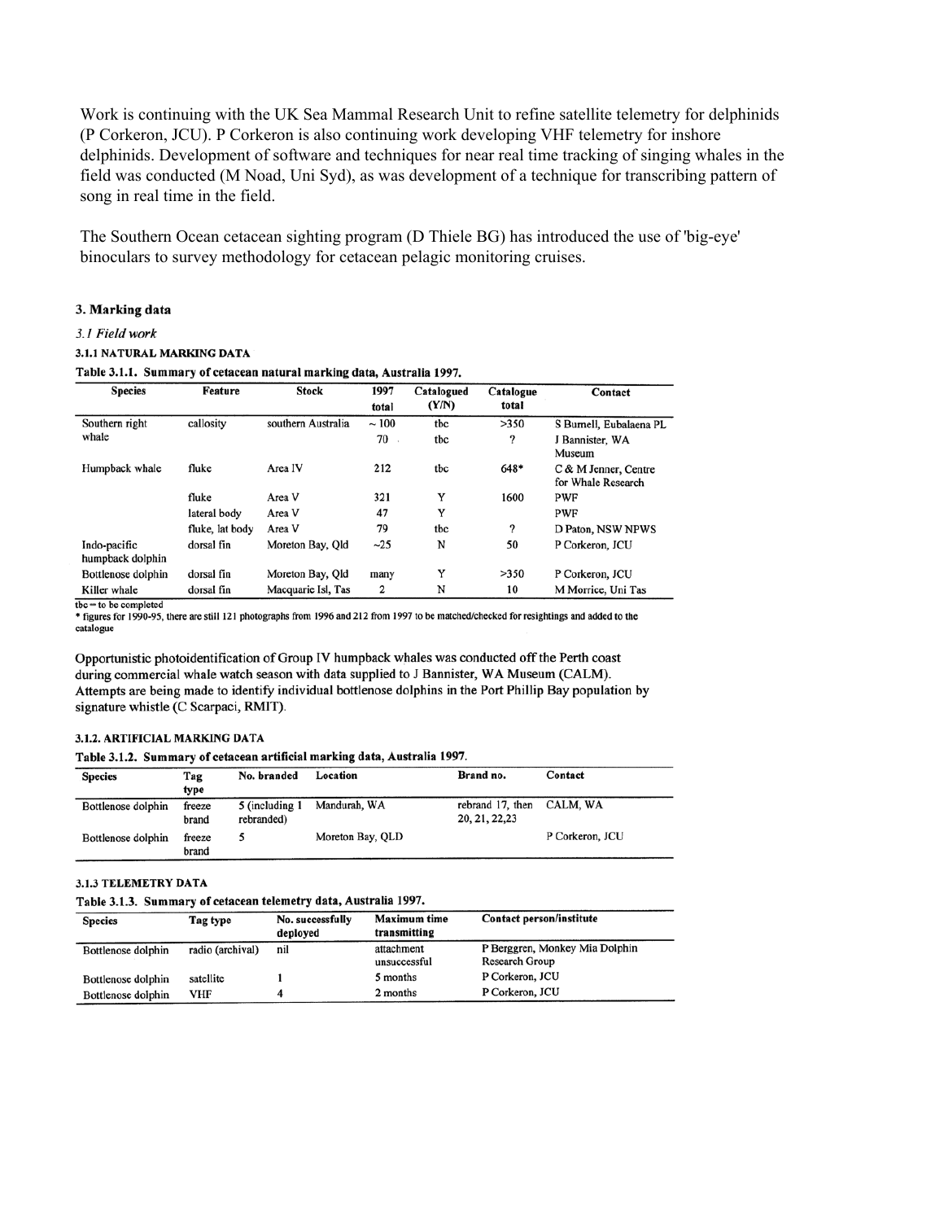Work is continuing with the UK Sea Mammal Research Unit to refine satellite telemetry for delphinids (P Corkeron, JCU). P Corkeron is also continuing work developing VHF telemetry for inshore delphinids. Development of software and techniques for near real time tracking of singing whales in the field was conducted (M Noad, Uni Syd), as was development of a technique for transcribing pattern of song in real time in the field.

The Southern Ocean cetacean sighting program (D Thiele BG) has introduced the use of 'big-eye' binoculars to survey methodology for cetacean pelagic monitoring cruises.

### 3. Marking data

*3.1 Field work*

#### 3.1.1 NATURAL MARKING DATA

**Table 3.1.1. Summary of cetacean natural marking data, Australia 1997.**

| Species | Feature | Stock | 1997 total | Catalogued (Y/N) | Catalogue total | Contact |
|---|---|---|---|---|---|---|
| Southern right whale | callosity | southern Australia | ~ 100 | tbc | >350 | S Burnell, Eubalaena PL |
| | | | 70 | tbc | ? | J Bannister, WA Museum |
| Humpback whale | fluke | Area IV | 212 | tbc | 648* | C & M Jenner, Centre for Whale Research |
| | fluke | Area V | 321 | Y | 1600 | PWF |
| | lateral body | Area V | 47 | Y | | PWF |
| | fluke, lat body | Area V | 79 | tbc | ? | D Paton, NSW NPWS |
| Indo-pacific humpback dolphin | dorsal fin | Moreton Bay, Qld | ~25 | N | 50 | P Corkeron, JCU |
| Bottlenose dolphin | dorsal fin | Moreton Bay, Qld | many | Y | >350 | P Corkeron, JCU |
| Killer whale | dorsal fin | Macquarie Isl, Tas | 2 | N | 10 | M Morrice, Uni Tas |

tbc = to be completed

* figures for 1990-95, there are still 121 photographs from 1996 and 212 from 1997 to be matched/checked for resightings and added to the catalogue

Opportunistic photoidentification of Group IV humpback whales was conducted off the Perth coast during commercial whale watch season with data supplied to J Bannister, WA Museum (CALM). Attempts are being made to identify individual bottlenose dolphins in the Port Phillip Bay population by signature whistle (C Scarpaci, RMIT).

#### 3.1.2. ARTIFICIAL MARKING DATA

**Table 3.1.2. Summary of cetacean artificial marking data, Australia 1997.**

| Species | Tag type | No. branded | Location | Brand no. | Contact |
|---|---|---|---|---|---|
| Bottlenose dolphin | freeze brand | 5 (including 1 rebranded) | Mandurah, WA | rebrand 17, then 20, 21, 22,23 | CALM, WA |
| Bottlenose dolphin | freeze brand | 5 | Moreton Bay, QLD | | P Corkeron, JCU |

#### 3.1.3 TELEMETRY DATA

**Table 3.1.3. Summary of cetacean telemetry data, Australia 1997.**

| Species | Tag type | No. successfully deployed | Maximum time transmitting | Contact person/institute |
|---|---|---|---|---|
| Bottlenose dolphin | radio (archival) | nil | attachment unsuccessful | P Berggren, Monkey Mia Dolphin Research Group |
| Bottlenose dolphin | satellite | 1 | 5 months | P Corkeron, JCU |
| Bottlenose dolphin | VHF | 4 | 2 months | P Corkeron, JCU |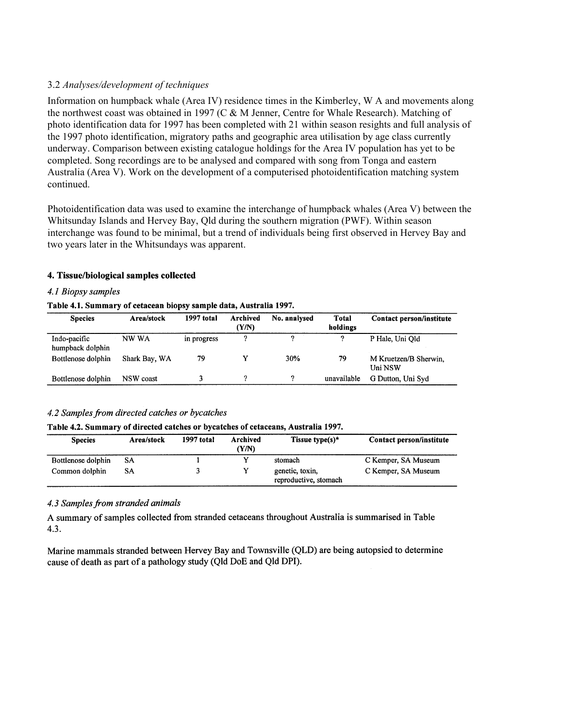### 3.2 *Analyses/development of techniques*

Information on humpback whale (Area IV) residence times in the Kimberley, W A and movements along the northwest coast was obtained in 1997 (C & M Jenner, Centre for Whale Research). Matching of photo identification data for 1997 has been completed with 21 within season resights and full analysis of the 1997 photo identification, migratory paths and geographic area utilisation by age class currently underway. Comparison between existing catalogue holdings for the Area IV population has yet to be completed. Song recordings are to be analysed and compared with song from Tonga and eastern Australia (Area V). Work on the development of a computerised photoidentification matching system continued.

Photoidentification data was used to examine the interchange of humpback whales (Area V) between the Whitsunday Islands and Hervey Bay, Qld during the southern migration (PWF). Within season interchange was found to be minimal, but a trend of individuals being first observed in Hervey Bay and two years later in the Whitsundays was apparent.

## 4. Tissue/biological samples collected

### *4.1 Biopsy samples*

**Table 4.1. Summary of cetacean biopsy sample data, Australia 1997.**

| Species | Area/stock | 1997 total | Archived (Y/N) | No. analysed | Total holdings | Contact person/institute |
|---|---|---|---|---|---|---|
| Indo-pacific humpback dolphin | NW WA | in progress | ? | ? | ? | P Hale, Uni Qld |
| Bottlenose dolphin | Shark Bay, WA | 79 | Y | 30% | 79 | M Kruetzen/B Sherwin, Uni NSW |
| Bottlenose dolphin | NSW coast | 3 | ? | ? | unavailable | G Dutton, Uni Syd |

### *4.2 Samples from directed catches or bycatches*

**Table 4.2. Summary of directed catches or bycatches of cetaceans, Australia 1997.**

| Species | Area/stock | 1997 total | Archived (Y/N) | Tissue type(s)* | Contact person/institute |
|---|---|---|---|---|---|
| Bottlenose dolphin | SA | 1 | Y | stomach | C Kemper, SA Museum |
| Common dolphin | SA | 3 | Y | genetic, toxin, reproductive, stomach | C Kemper, SA Museum |

### *4.3 Samples from stranded animals*

A summary of samples collected from stranded cetaceans throughout Australia is summarised in Table 4.3.

Marine mammals stranded between Hervey Bay and Townsville (QLD) are being autopsied to determine cause of death as part of a pathology study (Qld DoE and Qld DPI).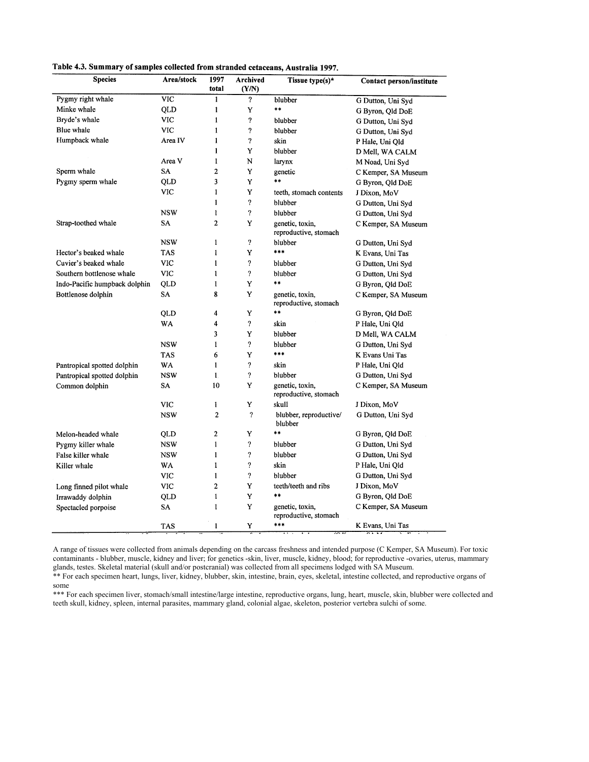**Table 4.3. Summary of samples collected from stranded cetaceans, Australia 1997.**

| Species | Area/stock | 1997 total | Archived (Y/N) | Tissue type(s)* | Contact person/institute |
|---|---|---|---|---|---|
| Pygmy right whale | VIC | 1 | ? | blubber | G Dutton, Uni Syd |
| Minke whale | QLD | 1 | Y | ** | G Byron, Qld DoE |
| Bryde's whale | VIC | 1 | ? | blubber | G Dutton, Uni Syd |
| Blue whale | VIC | 1 | ? | blubber | G Dutton, Uni Syd |
| Humpback whale | Area IV | 1 | ? | skin | P Hale, Uni Qld |
| | | 1 | Y | blubber | D Mell, WA CALM |
| | Area V | 1 | N | larynx | M Noad, Uni Syd |
| Sperm whale | SA | 2 | Y | genetic | C Kemper, SA Museum |
| Pygmy sperm whale | QLD | 3 | Y | ** | G Byron, Qld DoE |
| | VIC | 1 | Y | teeth, stomach contents | J Dixon, MoV |
| | | 1 | ? | blubber | G Dutton, Uni Syd |
| | NSW | 1 | ? | blubber | G Dutton, Uni Syd |
| Strap-toothed whale | SA | 2 | Y | genetic, toxin, reproductive, stomach | C Kemper, SA Museum |
| | NSW | 1 | ? | blubber | G Dutton, Uni Syd |
| Hector's beaked whale | TAS | 1 | Y | *** | K Evans, Uni Tas |
| Cuvier's beaked whale | VIC | 1 | ? | blubber | G Dutton, Uni Syd |
| Southern bottlenose whale | VIC | 1 | ? | blubber | G Dutton, Uni Syd |
| Indo-Pacific humpback dolphin | QLD | 1 | Y | ** | G Byron, Qld DoE |
| Bottlenose dolphin | SA | 8 | Y | genetic, toxin, reproductive, stomach | C Kemper, SA Museum |
| | QLD | 4 | Y | ** | G Byron, Qld DoE |
| | WA | 4 | ? | skin | P Hale, Uni Qld |
| | | 3 | Y | blubber | D Mell, WA CALM |
| | NSW | 1 | ? | blubber | G Dutton, Uni Syd |
| | TAS | 6 | Y | *** | K Evans Uni Tas |
| Pantropical spotted dolphin | WA | 1 | ? | skin | P Hale, Uni Qld |
| Pantropical spotted dolphin | NSW | 1 | ? | blubber | G Dutton, Uni Syd |
| Common dolphin | SA | 10 | Y | genetic, toxin, reproductive, stomach | C Kemper, SA Museum |
| | VIC | 1 | Y | skull | J Dixon, MoV |
| | NSW | 2 | ? | blubber, reproductive/ blubber | G Dutton, Uni Syd |
| Melon-headed whale | QLD | 2 | Y | ** | G Byron, Qld DoE |
| Pygmy killer whale | NSW | 1 | ? | blubber | G Dutton, Uni Syd |
| False killer whale | NSW | 1 | ? | blubber | G Dutton, Uni Syd |
| Killer whale | WA | 1 | ? | skin | P Hale, Uni Qld |
| | VIC | 1 | ? | blubber | G Dutton, Uni Syd |
| Long finned pilot whale | VIC | 2 | Y | teeth/teeth and ribs | J Dixon, MoV |
| Irrawaddy dolphin | QLD | 1 | Y | ** | G Byron, Qld DoE |
| Spectacled porpoise | SA | 1 | Y | genetic, toxin, reproductive, stomach | C Kemper, SA Museum |
| | TAS | 1 | Y | *** | K Evans, Uni Tas |

A range of tissues were collected from animals depending on the carcass freshness and intended purpose (C Kemper, SA Museum). For toxic contaminants - blubber, muscle, kidney and liver; for genetics -skin, liver, muscle, kidney, blood; for reproductive -ovaries, uterus, mammary glands, testes. Skeletal material (skull and/or postcranial) was collected from all specimens lodged with SA Museum.

** For each specimen heart, lungs, liver, kidney, blubber, skin, intestine, brain, eyes, skeletal, intestine collected, and reproductive organs of some

*** For each specimen liver, stomach/small intestine/large intestine, reproductive organs, lung, heart, muscle, skin, blubber were collected and teeth skull, kidney, spleen, internal parasites, mammary gland, colonial algae, skeleton, posterior vertebra sulchi of some.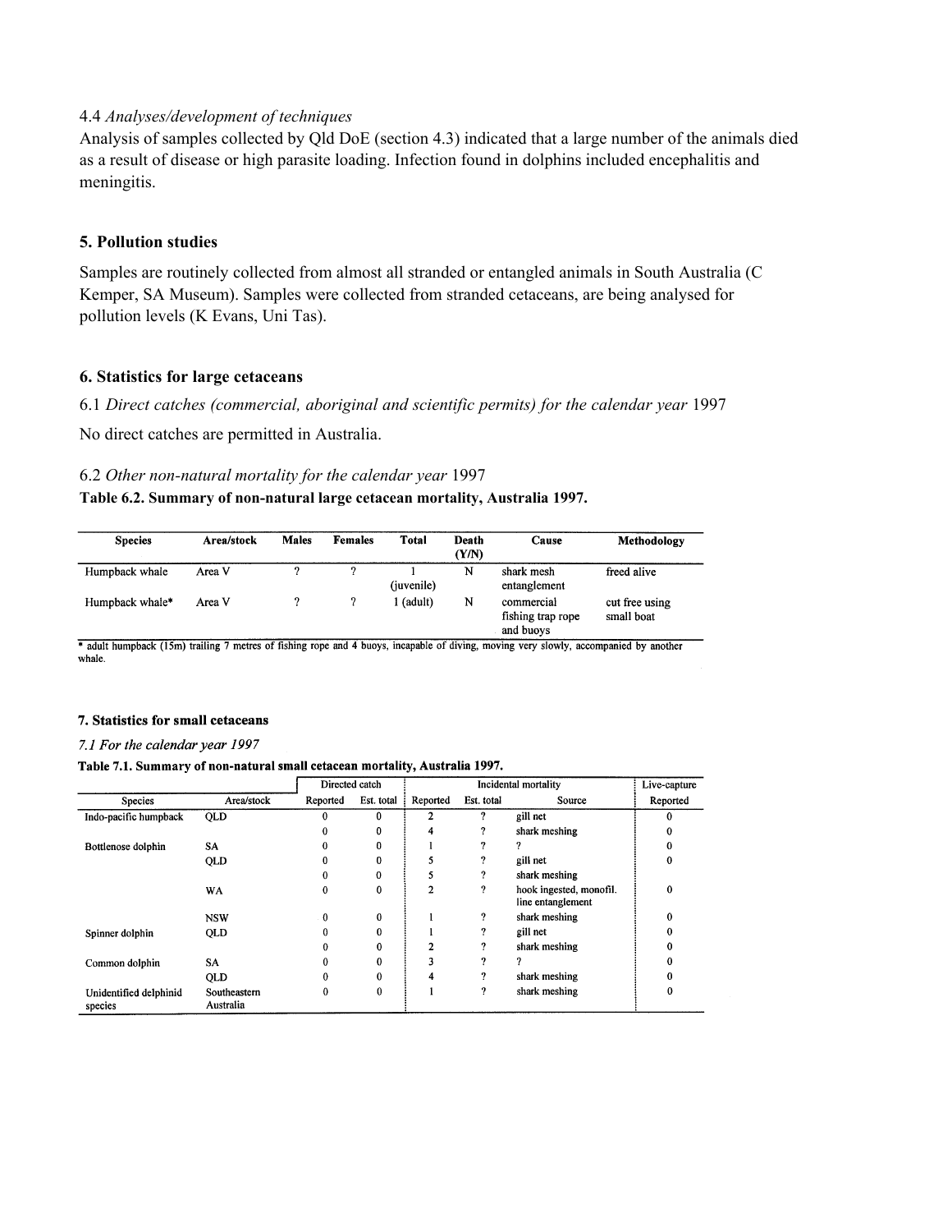4.4 *Analyses/development of techniques*

Analysis of samples collected by Qld DoE (section 4.3) indicated that a large number of the animals died as a result of disease or high parasite loading. Infection found in dolphins included encephalitis and meningitis.

## 5. Pollution studies

Samples are routinely collected from almost all stranded or entangled animals in South Australia (C Kemper, SA Museum). Samples were collected from stranded cetaceans, are being analysed for pollution levels (K Evans, Uni Tas).

## 6. Statistics for large cetaceans

6.1 *Direct catches (commercial, aboriginal and scientific permits) for the calendar year* 1997

No direct catches are permitted in Australia.

6.2 *Other non-natural mortality for the calendar year* 1997

**Table 6.2. Summary of non-natural large cetacean mortality, Australia 1997.**

| Species | Area/stock | Males | Females | Total | Death (Y/N) | Cause | Methodology |
|---|---|---|---|---|---|---|---|
| Humpback whale | Area V | ? | ? | 1 (juvenile) | N | shark mesh entanglement | freed alive |
| Humpback whale* | Area V | ? | ? | 1 (adult) | N | commercial fishing trap rope and buoys | cut free using small boat |

* adult humpback (15m) trailing 7 metres of fishing rope and 4 buoys, incapable of diving, moving very slowly, accompanied by another whale.

### 7. Statistics for small cetaceans

*7.1 For the calendar year 1997*

**Table 7.1. Summary of non-natural small cetacean mortality, Australia 1997.**

| | | Directed catch | | Incidental mortality | | | Live-capture |
|---|---|---|---|---|---|---|---|
| Species | Area/stock | Reported | Est. total | Reported | Est. total | Source | Reported |
| Indo-pacific humpback | QLD | 0 | 0 | 2 | ? | gill net | 0 |
| | | 0 | 0 | 4 | ? | shark meshing | 0 |
| Bottlenose dolphin | SA | 0 | 0 | 1 | ? | ? | 0 |
| | QLD | 0 | 0 | 5 | ? | gill net | 0 |
| | | 0 | 0 | 5 | ? | shark meshing | |
| | WA | 0 | 0 | 2 | ? | hook ingested, monofil. line entanglement | 0 |
| | NSW | 0 | 0 | 1 | ? | shark meshing | 0 |
| Spinner dolphin | QLD | 0 | 0 | 1 | ? | gill net | 0 |
| | | 0 | 0 | 2 | ? | shark meshing | 0 |
| Common dolphin | SA | 0 | 0 | 3 | ? | ? | 0 |
| | QLD | 0 | 0 | 4 | ? | shark meshing | 0 |
| Unidentified delphinid species | Southeastern Australia | 0 | 0 | 1 | ? | shark meshing | 0 |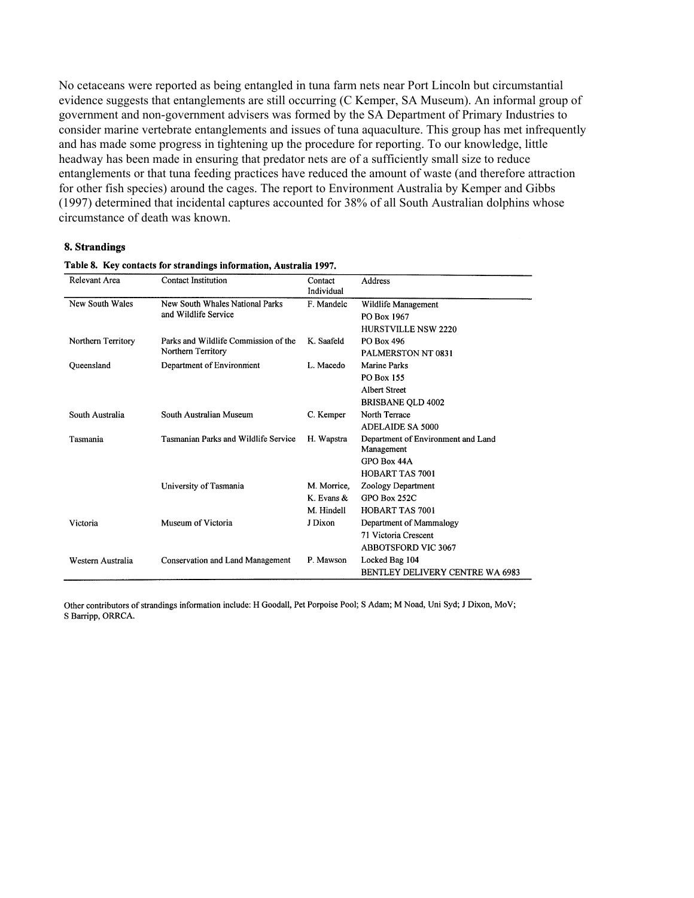No cetaceans were reported as being entangled in tuna farm nets near Port Lincoln but circumstantial evidence suggests that entanglements are still occurring (C Kemper, SA Museum). An informal group of government and non-government advisers was formed by the SA Department of Primary Industries to consider marine vertebrate entanglements and issues of tuna aquaculture. This group has met infrequently and has made some progress in tightening up the procedure for reporting. To our knowledge, little headway has been made in ensuring that predator nets are of a sufficiently small size to reduce entanglements or that tuna feeding practices have reduced the amount of waste (and therefore attraction for other fish species) around the cages. The report to Environment Australia by Kemper and Gibbs (1997) determined that incidental captures accounted for 38% of all South Australian dolphins whose circumstance of death was known.

## 8. Strandings

**Table 8. Key contacts for strandings information, Australia 1997.**

| Relevant Area | Contact Institution | Contact Individual | Address |
|---|---|---|---|
| New South Wales | New South Whales National Parks and Wildlife Service | F. Mandelc | Wildlife Management<br>PO Box 1967<br>HURSTVILLE NSW 2220 |
| Northern Territory | Parks and Wildlife Commission of the Northern Territory | K. Saafeld | PO Box 496<br>PALMERSTON NT 0831 |
| Queensland | Department of Environment | L. Macedo | Marine Parks<br>PO Box 155<br>Albert Street<br>BRISBANE QLD 4002 |
| South Australia | South Australian Museum | C. Kemper | North Terrace<br>ADELAIDE SA 5000 |
| Tasmania | Tasmanian Parks and Wildlife Service | H. Wapstra | Department of Environment and Land Management<br>GPO Box 44A<br>HOBART TAS 7001 |
| | University of Tasmania | M. Morrice,<br>K. Evans &<br>M. Hindell | Zoology Department<br>GPO Box 252C<br>HOBART TAS 7001 |
| Victoria | Museum of Victoria | J Dixon | Department of Mammalogy<br>71 Victoria Crescent<br>ABBOTSFORD VIC 3067 |
| Western Australia | Conservation and Land Management | P. Mawson | Locked Bag 104<br>BENTLEY DELIVERY CENTRE WA 6983 |

Other contributors of strandings information include: H Goodall, Pet Porpoise Pool; S Adam; M Noad, Uni Syd; J Dixon, MoV; S Barripp, ORRCA.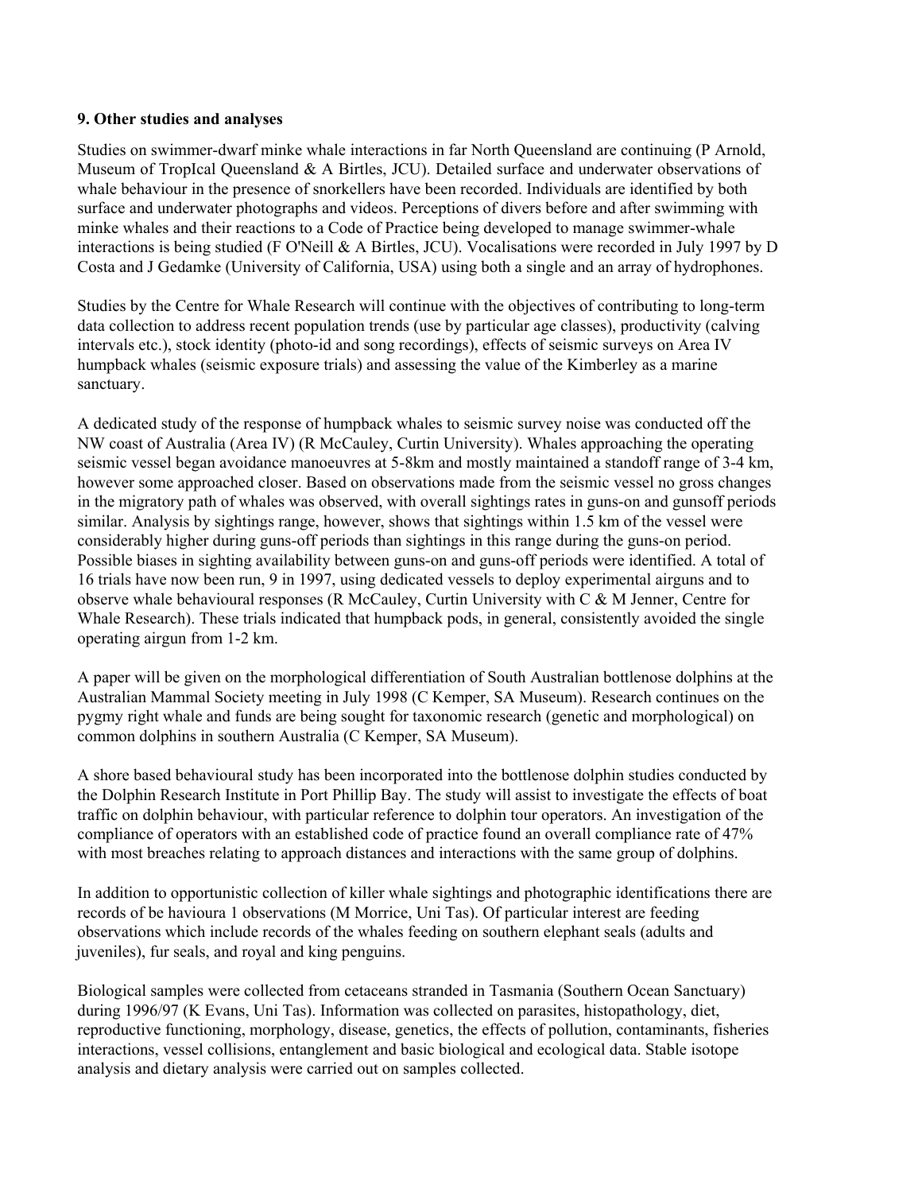**9. Other studies and analyses**

Studies on swimmer-dwarf minke whale interactions in far North Queensland are continuing (P Arnold, Museum of TropIcal Queensland & A Birtles, JCU). Detailed surface and underwater observations of whale behaviour in the presence of snorkellers have been recorded. Individuals are identified by both surface and underwater photographs and videos. Perceptions of divers before and after swimming with minke whales and their reactions to a Code of Practice being developed to manage swimmer-whale interactions is being studied (F O'Neill & A Birtles, JCU). Vocalisations were recorded in July 1997 by D Costa and J Gedamke (University of California, USA) using both a single and an array of hydrophones.

Studies by the Centre for Whale Research will continue with the objectives of contributing to long-term data collection to address recent population trends (use by particular age classes), productivity (calving intervals etc.), stock identity (photo-id and song recordings), effects of seismic surveys on Area IV humpback whales (seismic exposure trials) and assessing the value of the Kimberley as a marine sanctuary.

A dedicated study of the response of humpback whales to seismic survey noise was conducted off the NW coast of Australia (Area IV) (R McCauley, Curtin University). Whales approaching the operating seismic vessel began avoidance manoeuvres at 5-8km and mostly maintained a standoff range of 3-4 km, however some approached closer. Based on observations made from the seismic vessel no gross changes in the migratory path of whales was observed, with overall sightings rates in guns-on and gunsoff periods similar. Analysis by sightings range, however, shows that sightings within 1.5 km of the vessel were considerably higher during guns-off periods than sightings in this range during the guns-on period. Possible biases in sighting availability between guns-on and guns-off periods were identified. A total of 16 trials have now been run, 9 in 1997, using dedicated vessels to deploy experimental airguns and to observe whale behavioural responses (R McCauley, Curtin University with C & M Jenner, Centre for Whale Research). These trials indicated that humpback pods, in general, consistently avoided the single operating airgun from 1-2 km.

A paper will be given on the morphological differentiation of South Australian bottlenose dolphins at the Australian Mammal Society meeting in July 1998 (C Kemper, SA Museum). Research continues on the pygmy right whale and funds are being sought for taxonomic research (genetic and morphological) on common dolphins in southern Australia (C Kemper, SA Museum).

A shore based behavioural study has been incorporated into the bottlenose dolphin studies conducted by the Dolphin Research Institute in Port Phillip Bay. The study will assist to investigate the effects of boat traffic on dolphin behaviour, with particular reference to dolphin tour operators. An investigation of the compliance of operators with an established code of practice found an overall compliance rate of 47% with most breaches relating to approach distances and interactions with the same group of dolphins.

In addition to opportunistic collection of killer whale sightings and photographic identifications there are records of be havioura 1 observations (M Morrice, Uni Tas). Of particular interest are feeding observations which include records of the whales feeding on southern elephant seals (adults and juveniles), fur seals, and royal and king penguins.

Biological samples were collected from cetaceans stranded in Tasmania (Southern Ocean Sanctuary) during 1996/97 (K Evans, Uni Tas). Information was collected on parasites, histopathology, diet, reproductive functioning, morphology, disease, genetics, the effects of pollution, contaminants, fisheries interactions, vessel collisions, entanglement and basic biological and ecological data. Stable isotope analysis and dietary analysis were carried out on samples collected.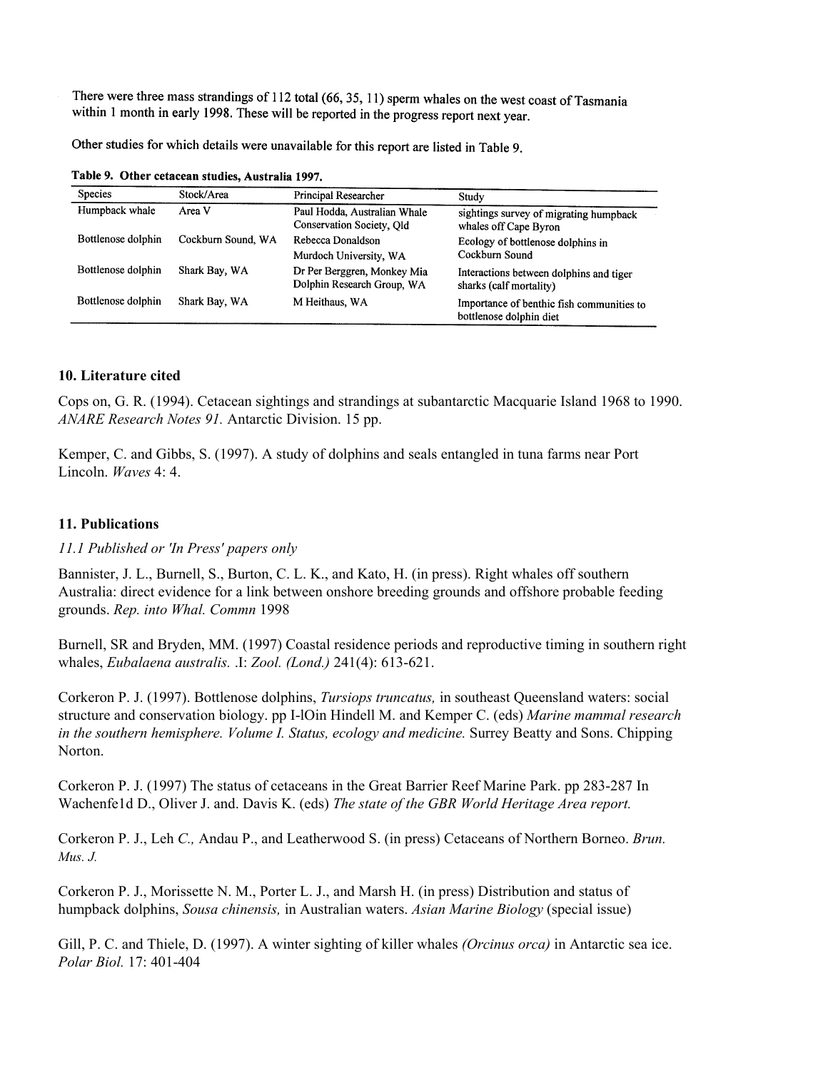There were three mass strandings of 112 total (66, 35, 11) sperm whales on the west coast of Tasmania within 1 month in early 1998. These will be reported in the progress report next year.

Other studies for which details were unavailable for this report are listed in Table 9.

**Table 9. Other cetacean studies, Australia 1997.**

| Species | Stock/Area | Principal Researcher | Study |
|---|---|---|---|
| Humpback whale | Area V | Paul Hodda, Australian Whale Conservation Society, Qld | sightings survey of migrating humpback whales off Cape Byron |
| Bottlenose dolphin | Cockburn Sound, WA | Rebecca Donaldson Murdoch University, WA | Ecology of bottlenose dolphins in Cockburn Sound |
| Bottlenose dolphin | Shark Bay, WA | Dr Per Berggren, Monkey Mia Dolphin Research Group, WA | Interactions between dolphins and tiger sharks (calf mortality) |
| Bottlenose dolphin | Shark Bay, WA | M Heithaus, WA | Importance of benthic fish communities to bottlenose dolphin diet |

## 10. Literature cited

Cops on, G. R. (1994). Cetacean sightings and strandings at subantarctic Macquarie Island 1968 to 1990. *ANARE Research Notes 91.* Antarctic Division. 15 pp.

Kemper, C. and Gibbs, S. (1997). A study of dolphins and seals entangled in tuna farms near Port Lincoln. *Waves* 4: 4.

## 11. Publications

*11.1 Published or 'In Press' papers only*

Bannister, J. L., Burnell, S., Burton, C. L. K., and Kato, H. (in press). Right whales off southern Australia: direct evidence for a link between onshore breeding grounds and offshore probable feeding grounds. *Rep. into Whal. Commn* 1998

Burnell, SR and Bryden, MM. (1997) Coastal residence periods and reproductive timing in southern right whales, *Eubalaena australis.* .I: *Zool. (Lond.)* 241(4): 613-621.

Corkeron P. J. (1997). Bottlenose dolphins, *Tursiops truncatus,* in southeast Queensland waters: social structure and conservation biology. pp I-lOin Hindell M. and Kemper C. (eds) *Marine mammal research in the southern hemisphere. Volume I. Status, ecology and medicine.* Surrey Beatty and Sons. Chipping Norton.

Corkeron P. J. (1997) The status of cetaceans in the Great Barrier Reef Marine Park. pp 283-287 In Wachenfe1d D., Oliver J. and. Davis K. (eds) *The state of the GBR World Heritage Area report.*

Corkeron P. J., Leh *C.,* Andau P., and Leatherwood S. (in press) Cetaceans of Northern Borneo. *Brun. Mus. J.*

Corkeron P. J., Morissette N. M., Porter L. J., and Marsh H. (in press) Distribution and status of humpback dolphins, *Sousa chinensis,* in Australian waters. *Asian Marine Biology* (special issue)

Gill, P. C. and Thiele, D. (1997). A winter sighting of killer whales *(Orcinus orca)* in Antarctic sea ice. *Polar Biol.* 17: 401-404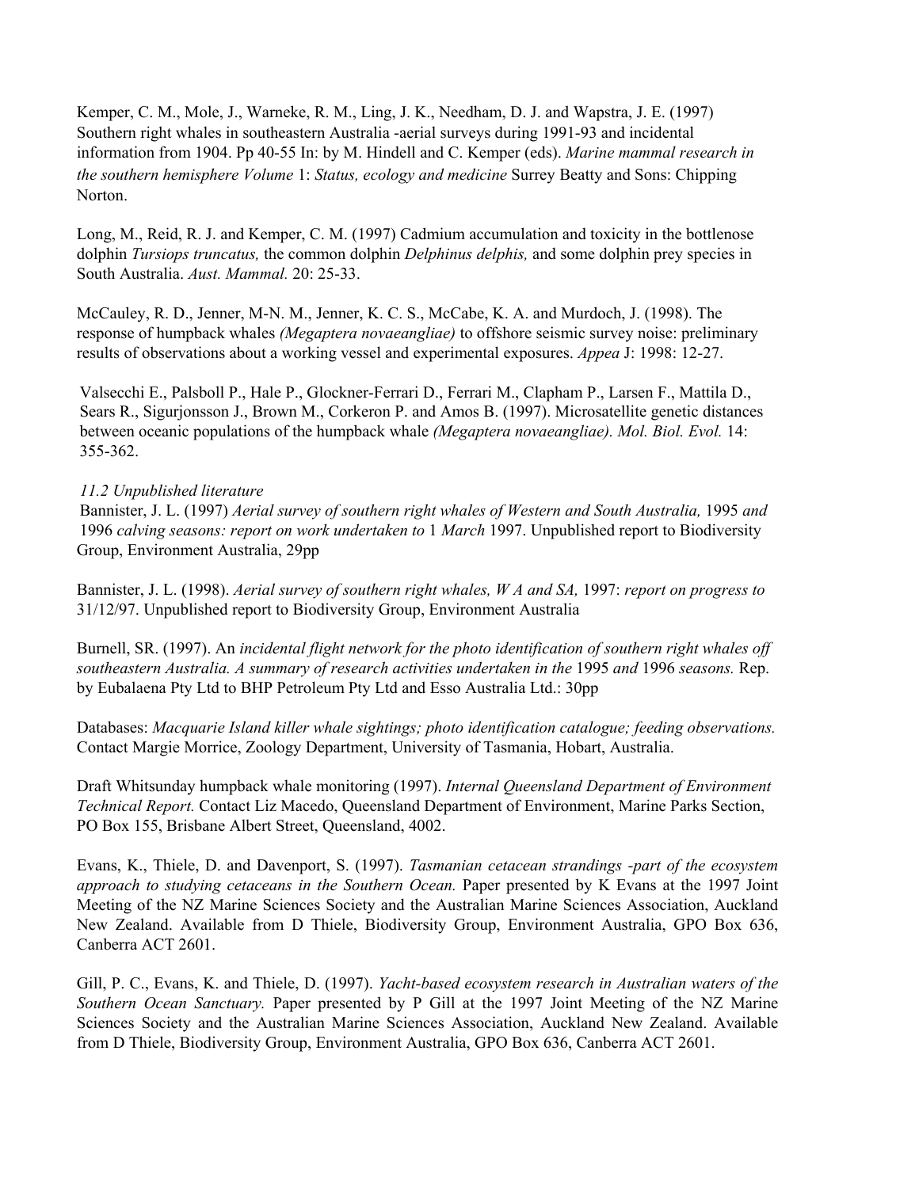Kemper, C. M., Mole, J., Warneke, R. M., Ling, J. K., Needham, D. J. and Wapstra, J. E. (1997) Southern right whales in southeastern Australia -aerial surveys during 1991-93 and incidental information from 1904. Pp 40-55 In: by M. Hindell and C. Kemper (eds). *Marine mammal research in the southern hemisphere Volume* 1: *Status, ecology and medicine* Surrey Beatty and Sons: Chipping Norton.

Long, M., Reid, R. J. and Kemper, C. M. (1997) Cadmium accumulation and toxicity in the bottlenose dolphin *Tursiops truncatus,* the common dolphin *Delphinus delphis,* and some dolphin prey species in South Australia. *Aust. Mammal.* 20: 25-33.

McCauley, R. D., Jenner, M-N. M., Jenner, K. C. S., McCabe, K. A. and Murdoch, J. (1998). The response of humpback whales *(Megaptera novaeangliae)* to offshore seismic survey noise: preliminary results of observations about a working vessel and experimental exposures. *Appea* J: 1998: 12-27.

Valsecchi E., Palsboll P., Hale P., Glockner-Ferrari D., Ferrari M., Clapham P., Larsen F., Mattila D., Sears R., Sigurjonsson J., Brown M., Corkeron P. and Amos B. (1997). Microsatellite genetic distances between oceanic populations of the humpback whale *(Megaptera novaeangliae). Mol. Biol. Evol.* 14: 355-362.

*11.2 Unpublished literature*

Bannister, J. L. (1997) *Aerial survey of southern right whales of Western and South Australia,* 1995 *and* 1996 *calving seasons: report on work undertaken to* 1 *March* 1997. Unpublished report to Biodiversity Group, Environment Australia, 29pp

Bannister, J. L. (1998). *Aerial survey of southern right whales, W A and SA,* 1997: *report on progress to* 31/12/97. Unpublished report to Biodiversity Group, Environment Australia

Burnell, SR. (1997). An *incidental flight network for the photo identification of southern right whales off southeastern Australia. A summary of research activities undertaken in the* 1995 *and* 1996 *seasons.* Rep. by Eubalaena Pty Ltd to BHP Petroleum Pty Ltd and Esso Australia Ltd.: 30pp

Databases: *Macquarie Island killer whale sightings; photo identification catalogue; feeding observations.* Contact Margie Morrice, Zoology Department, University of Tasmania, Hobart, Australia.

Draft Whitsunday humpback whale monitoring (1997). *Internal Queensland Department of Environment Technical Report.* Contact Liz Macedo, Queensland Department of Environment, Marine Parks Section, PO Box 155, Brisbane Albert Street, Queensland, 4002.

Evans, K., Thiele, D. and Davenport, S. (1997). *Tasmanian cetacean strandings -part of the ecosystem approach to studying cetaceans in the Southern Ocean.* Paper presented by K Evans at the 1997 Joint Meeting of the NZ Marine Sciences Society and the Australian Marine Sciences Association, Auckland New Zealand. Available from D Thiele, Biodiversity Group, Environment Australia, GPO Box 636, Canberra ACT 2601.

Gill, P. C., Evans, K. and Thiele, D. (1997). *Yacht-based ecosystem research in Australian waters of the Southern Ocean Sanctuary.* Paper presented by P Gill at the 1997 Joint Meeting of the NZ Marine Sciences Society and the Australian Marine Sciences Association, Auckland New Zealand. Available from D Thiele, Biodiversity Group, Environment Australia, GPO Box 636, Canberra ACT 2601.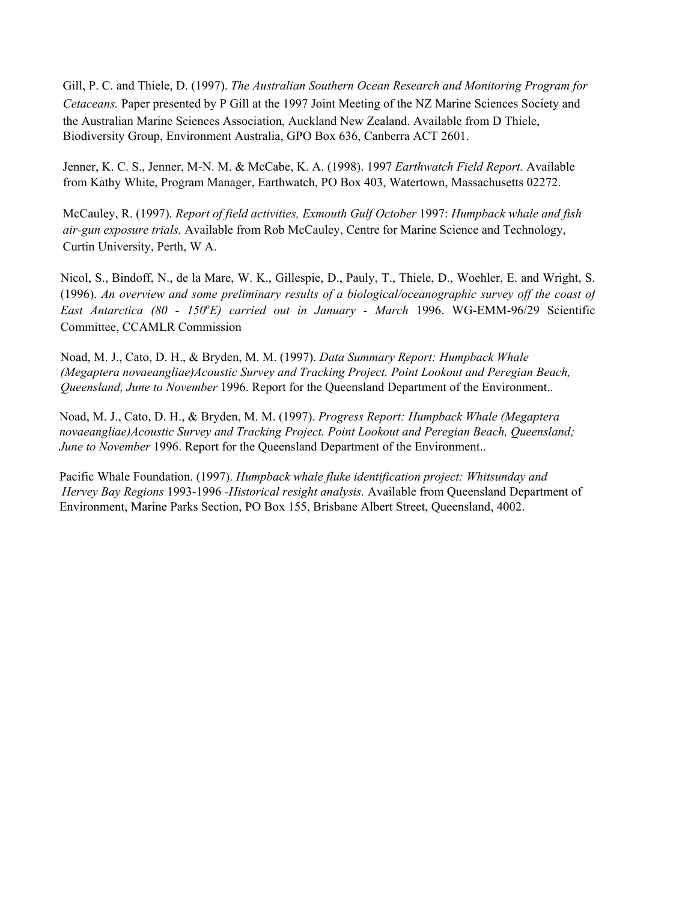Gill, P. C. and Thiele, D. (1997). *The Australian Southern Ocean Research and Monitoring Program for Cetaceans.* Paper presented by P Gill at the 1997 Joint Meeting of the NZ Marine Sciences Society and the Australian Marine Sciences Association, Auckland New Zealand. Available from D Thiele, Biodiversity Group, Environment Australia, GPO Box 636, Canberra ACT 2601.

Jenner, K. C. S., Jenner, M-N. M. & McCabe, K. A. (1998). 1997 *Earthwatch Field Report.* Available from Kathy White, Program Manager, Earthwatch, PO Box 403, Watertown, Massachusetts 02272.

McCauley, R. (1997). *Report of field activities, Exmouth Gulf October* 1997: *Humpback whale and fish air-gun exposure trials.* Available from Rob McCauley, Centre for Marine Science and Technology, Curtin University, Perth, W A.

Nicol, S., Bindoff, N., de la Mare, W. K., Gillespie, D., Pauly, T., Thiele, D., Woehler, E. and Wright, S. (1996). *An overview and some preliminary results of a biological/oceanographic survey off the coast of East Antarctica (80 - 150°E) carried out in January - March* 1996. WG-EMM-96/29 Scientific Committee, CCAMLR Commission

Noad, M. J., Cato, D. H., & Bryden, M. M. (1997). *Data Summary Report: Humpback Whale (Megaptera novaeangliae)Acoustic Survey and Tracking Project. Point Lookout and Peregian Beach, Queensland, June to November* 1996. Report for the Queensland Department of the Environment..

Noad, M. J., Cato, D. H., & Bryden, M. M. (1997). *Progress Report: Humpback Whale (Megaptera novaeangliae)Acoustic Survey and Tracking Project. Point Lookout and Peregian Beach, Queensland; June to November* 1996. Report for the Queensland Department of the Environment..

Pacific Whale Foundation. (1997). *Humpback whale fluke identification project: Whitsunday and Hervey Bay Regions* 1993-1996 *-Historical resight analysis.* Available from Queensland Department of Environment, Marine Parks Section, PO Box 155, Brisbane Albert Street, Queensland, 4002.